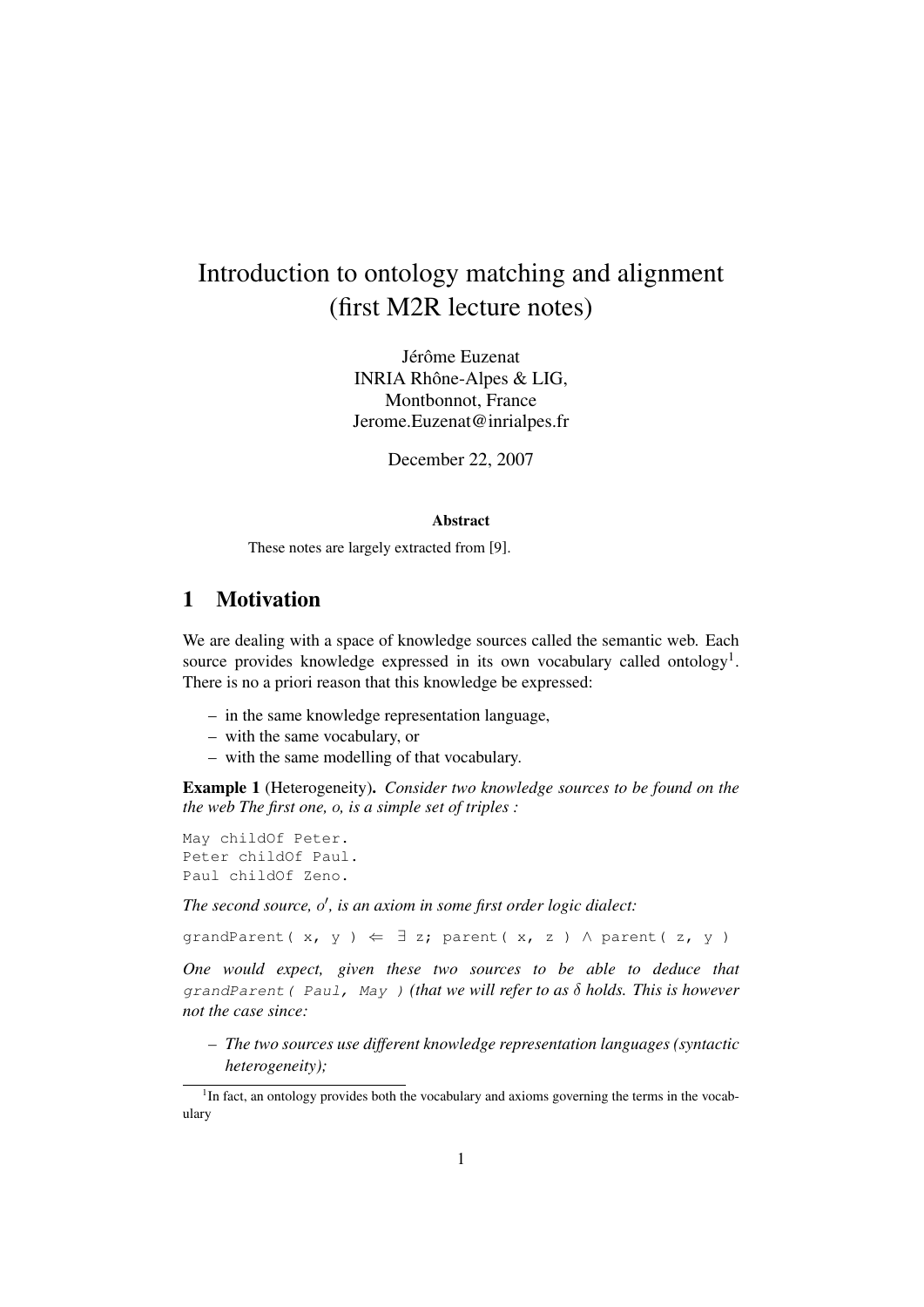# Introduction to ontology matching and alignment (first M2R lecture notes)

Jérôme Euzenat
INRIA Rhône-Alpes & LIG,
Montbonnot, France
Jerome.Euzenat@inrialpes.fr

December 22, 2007

**Abstract**

These notes are largely extracted from [9].

## 1 Motivation

We are dealing with a space of knowledge sources called the semantic web. Each source provides knowledge expressed in its own vocabulary called ontology[1]. There is no a priori reason that this knowledge be expressed:

- in the same knowledge representation language,
- with the same vocabulary, or
- with the same modelling of that vocabulary.

**Example 1** (Heterogeneity). *Consider two knowledge sources to be found on the the web The first one, $o$, is a simple set of triples :*

```
May childOf Peter.
Peter childOf Paul.
Paul childOf Zeno.
```

*The second source, $o'$, is an axiom in some first order logic dialect:*

```
grandParent( x, y ) ⇐ ∃ z; parent( x, z ) ∧ parent( z, y )
```

*One would expect, given these two sources to be able to deduce that* `grandParent( Paul, May )` *(that we will refer to as $\delta$ holds. This is however not the case since:*

- *The two sources use different knowledge representation languages (syntactic heterogeneity);*

[1] In fact, an ontology provides both the vocabulary and axioms governing the terms in the vocabulary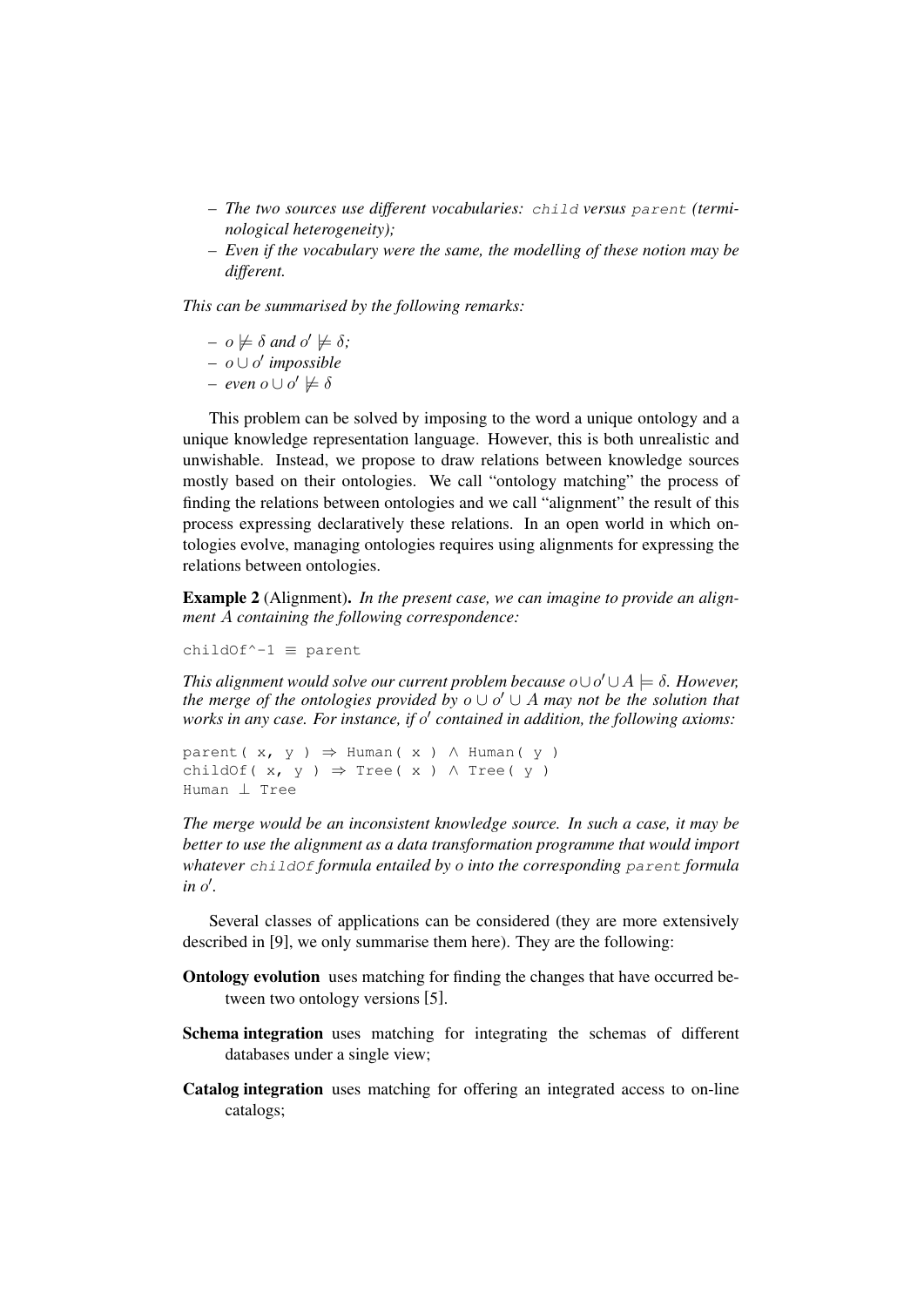- *The two sources use different vocabularies:* `child` *versus* `parent` *(terminological heterogeneity);*
- *Even if the vocabulary were the same, the modelling of these notion may be different.*

*This can be summarised by the following remarks:*

- $o \not\models \delta$ *and* $o' \not\models \delta$*;*
- $o \cup o'$ *impossible*
- *even* $o \cup o' \not\models \delta$

This problem can be solved by imposing to the word a unique ontology and a unique knowledge representation language. However, this is both unrealistic and unwishable. Instead, we propose to draw relations between knowledge sources mostly based on their ontologies. We call "ontology matching" the process of finding the relations between ontologies and we call "alignment" the result of this process expressing declaratively these relations. In an open world in which ontologies evolve, managing ontologies requires using alignments for expressing the relations between ontologies.

**Example 2** (Alignment). *In the present case, we can imagine to provide an alignment* $A$ *containing the following correspondence:*

```
childOf^-1 ≡ parent
```

*This alignment would solve our current problem because* $o \cup o' \cup A \models \delta$*. However, the merge of the ontologies provided by* $o \cup o' \cup A$ *may not be the solution that works in any case. For instance, if* $o'$ *contained in addition, the following axioms:*

```
parent( x, y ) ⇒ Human( x ) ∧ Human( y )
childOf( x, y ) ⇒ Tree( x ) ∧ Tree( y )
Human ⊥ Tree
```

*The merge would be an inconsistent knowledge source. In such a case, it may be better to use the alignment as a data transformation programme that would import whatever* `childOf` *formula entailed by* $o$ *into the corresponding* `parent` *formula in* $o'$*.*

Several classes of applications can be considered (they are more extensively described in [9], we only summarise them here). They are the following:

**Ontology evolution** uses matching for finding the changes that have occurred between two ontology versions [5].

**Schema integration** uses matching for integrating the schemas of different databases under a single view;

**Catalog integration** uses matching for offering an integrated access to on-line catalogs;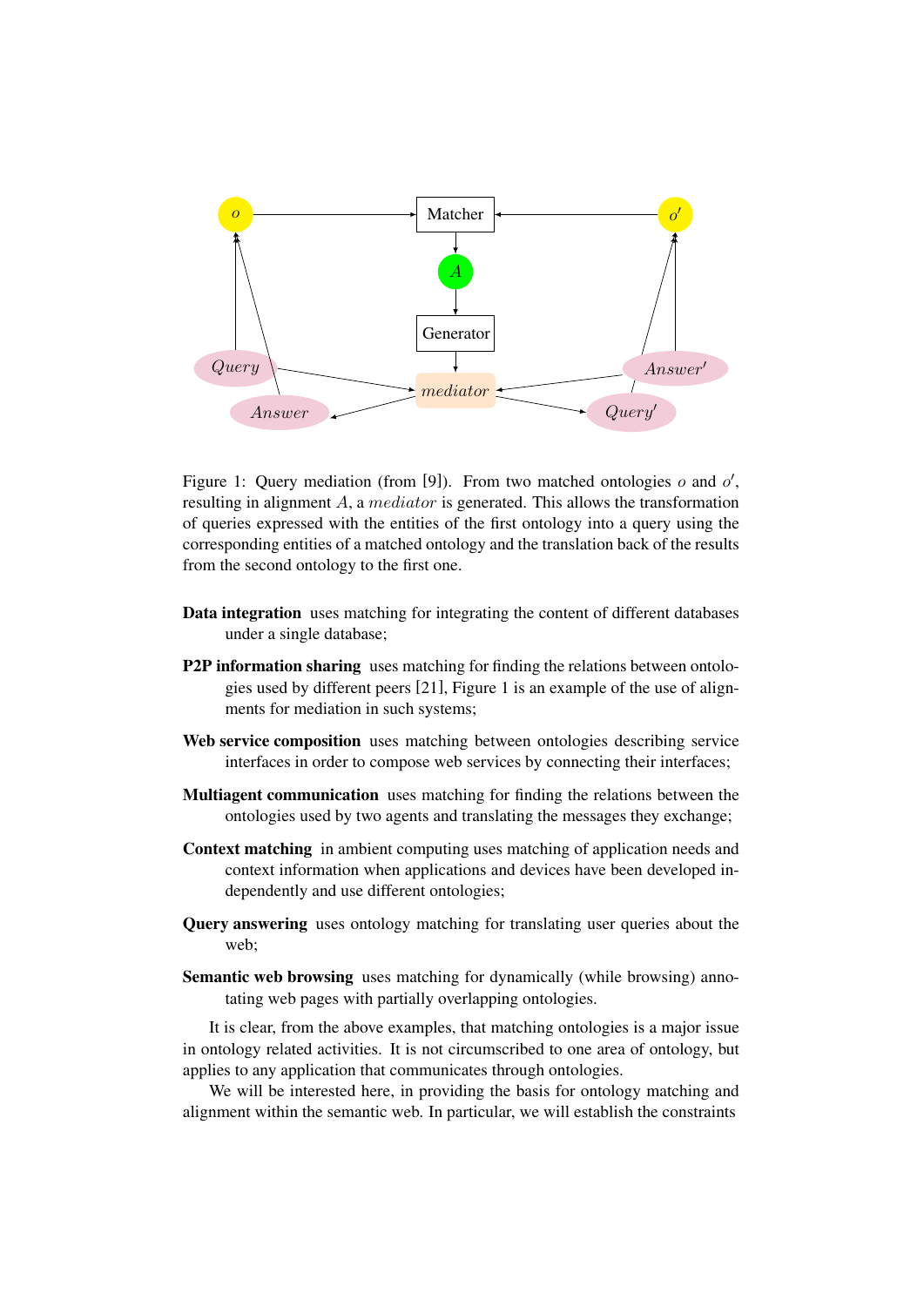Figure 1: Query mediation (from [9]). From two matched ontologies $o$ and $o'$, resulting in alignment $A$, a $mediator$ is generated. This allows the transformation of queries expressed with the entities of the first ontology into a query using the corresponding entities of a matched ontology and the translation back of the results from the second ontology to the first one.

**Data integration** uses matching for integrating the content of different databases under a single database;

**P2P information sharing** uses matching for finding the relations between ontologies used by different peers [21], Figure 1 is an example of the use of alignments for mediation in such systems;

**Web service composition** uses matching between ontologies describing service interfaces in order to compose web services by connecting their interfaces;

**Multiagent communication** uses matching for finding the relations between the ontologies used by two agents and translating the messages they exchange;

**Context matching** in ambient computing uses matching of application needs and context information when applications and devices have been developed independently and use different ontologies;

**Query answering** uses ontology matching for translating user queries about the web;

**Semantic web browsing** uses matching for dynamically (while browsing) annotating web pages with partially overlapping ontologies.

It is clear, from the above examples, that matching ontologies is a major issue in ontology related activities. It is not circumscribed to one area of ontology, but applies to any application that communicates through ontologies.

We will be interested here, in providing the basis for ontology matching and alignment within the semantic web. In particular, we will establish the constraints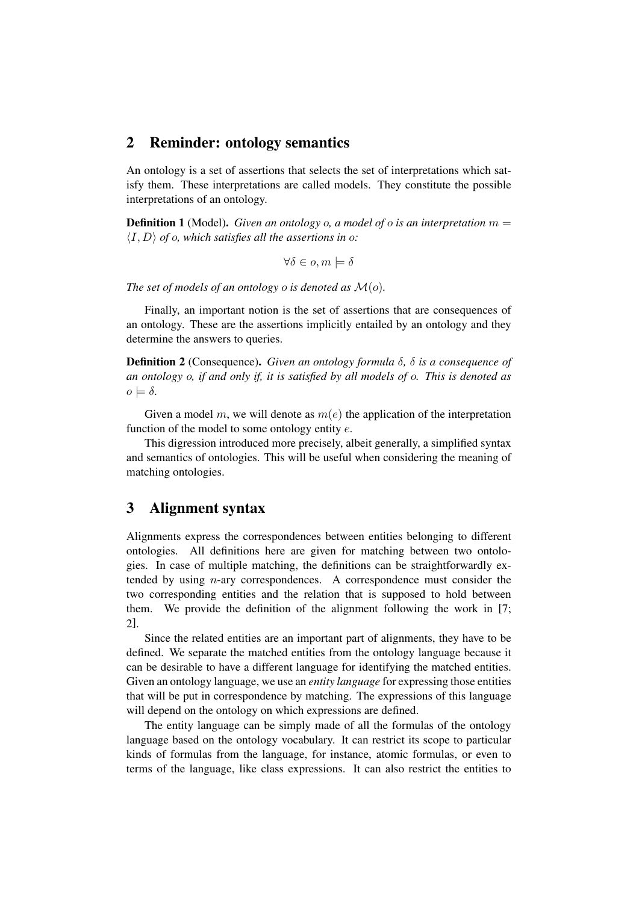## 2 Reminder: ontology semantics

An ontology is a set of assertions that selects the set of interpretations which satisfy them. These interpretations are called models. They constitute the possible interpretations of an ontology.

**Definition 1** (Model)**.** *Given an ontology $o$, a model of $o$ is an interpretation $m = \langle I, D \rangle$ of $o$, which satisfies all the assertions in $o$:*

$$\forall \delta \in o, m \models \delta$$

*The set of models of an ontology $o$ is denoted as $\mathcal{M}(o)$.*

Finally, an important notion is the set of assertions that are consequences of an ontology. These are the assertions implicitly entailed by an ontology and they determine the answers to queries.

**Definition 2** (Consequence)**.** *Given an ontology formula $\delta$, $\delta$ is a consequence of an ontology $o$, if and only if, it is satisfied by all models of $o$. This is denoted as $o \models \delta$.*

Given a model $m$, we will denote as $m(e)$ the application of the interpretation function of the model to some ontology entity $e$.

This digression introduced more precisely, albeit generally, a simplified syntax and semantics of ontologies. This will be useful when considering the meaning of matching ontologies.

## 3 Alignment syntax

Alignments express the correspondences between entities belonging to different ontologies. All definitions here are given for matching between two ontologies. In case of multiple matching, the definitions can be straightforwardly extended by using $n$-ary correspondences. A correspondence must consider the two corresponding entities and the relation that is supposed to hold between them. We provide the definition of the alignment following the work in [7; 2].

Since the related entities are an important part of alignments, they have to be defined. We separate the matched entities from the ontology language because it can be desirable to have a different language for identifying the matched entities. Given an ontology language, we use an *entity language* for expressing those entities that will be put in correspondence by matching. The expressions of this language will depend on the ontology on which expressions are defined.

The entity language can be simply made of all the formulas of the ontology language based on the ontology vocabulary. It can restrict its scope to particular kinds of formulas from the language, for instance, atomic formulas, or even to terms of the language, like class expressions. It can also restrict the entities to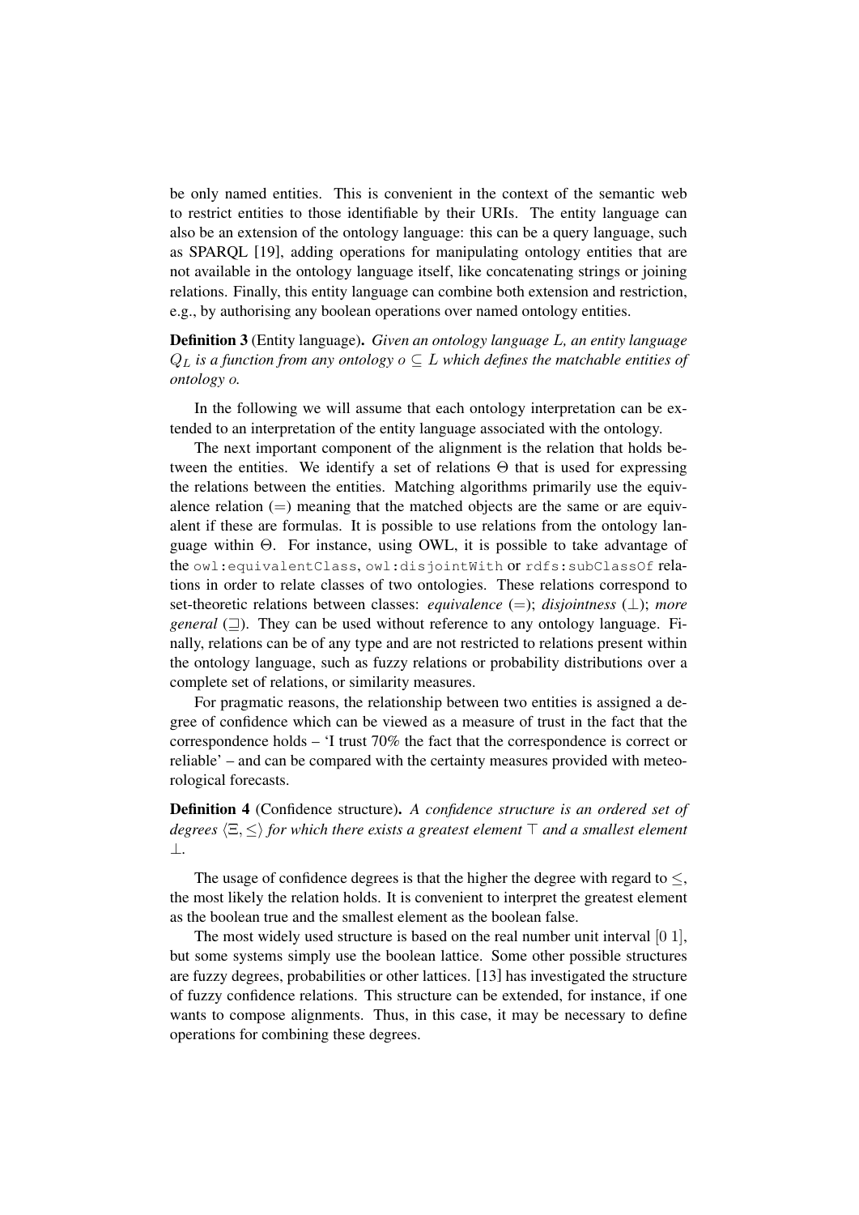be only named entities. This is convenient in the context of the semantic web to restrict entities to those identifiable by their URIs. The entity language can also be an extension of the ontology language: this can be a query language, such as SPARQL [19], adding operations for manipulating ontology entities that are not available in the ontology language itself, like concatenating strings or joining relations. Finally, this entity language can combine both extension and restriction, e.g., by authorising any boolean operations over named ontology entities.

**Definition 3** (Entity language). *Given an ontology language $L$, an entity language $Q_L$ is a function from any ontology $o \subseteq L$ which defines the matchable entities of ontology $o$.*

In the following we will assume that each ontology interpretation can be extended to an interpretation of the entity language associated with the ontology.

The next important component of the alignment is the relation that holds between the entities. We identify a set of relations $\Theta$ that is used for expressing the relations between the entities. Matching algorithms primarily use the equivalence relation ($=$) meaning that the matched objects are the same or are equivalent if these are formulas. It is possible to use relations from the ontology language within $\Theta$. For instance, using OWL, it is possible to take advantage of the `owl:equivalentClass`, `owl:disjointWith` or `rdfs:subClassOf` relations in order to relate classes of two ontologies. These relations correspond to set-theoretic relations between classes: *equivalence* ($=$); *disjointness* ($\perp$); *more general* ($\sqsupseteq$). They can be used without reference to any ontology language. Finally, relations can be of any type and are not restricted to relations present within the ontology language, such as fuzzy relations or probability distributions over a complete set of relations, or similarity measures.

For pragmatic reasons, the relationship between two entities is assigned a degree of confidence which can be viewed as a measure of trust in the fact that the correspondence holds – 'I trust 70% the fact that the correspondence is correct or reliable' – and can be compared with the certainty measures provided with meteorological forecasts.

**Definition 4** (Confidence structure). *A confidence structure is an ordered set of degrees $\langle \Xi, \leq \rangle$ for which there exists a greatest element $\top$ and a smallest element $\perp$.*

The usage of confidence degrees is that the higher the degree with regard to $\leq$, the most likely the relation holds. It is convenient to interpret the greatest element as the boolean true and the smallest element as the boolean false.

The most widely used structure is based on the real number unit interval $[0\ 1]$, but some systems simply use the boolean lattice. Some other possible structures are fuzzy degrees, probabilities or other lattices. [13] has investigated the structure of fuzzy confidence relations. This structure can be extended, for instance, if one wants to compose alignments. Thus, in this case, it may be necessary to define operations for combining these degrees.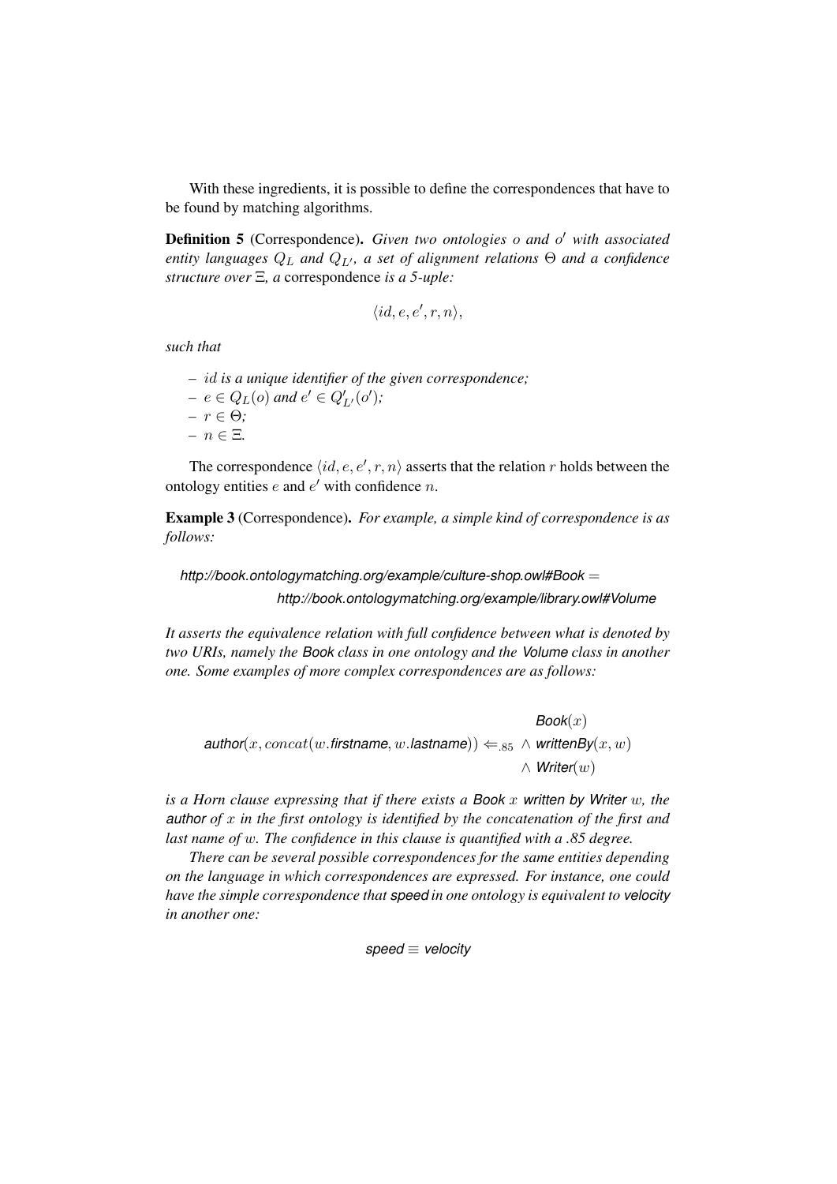With these ingredients, it is possible to define the correspondences that have to be found by matching algorithms.

**Definition 5** (Correspondence). *Given two ontologies $o$ and $o'$ with associated entity languages $Q_L$ and $Q_{L'}$, a set of alignment relations $\Theta$ and a confidence structure over $\Xi$, a* correspondence *is a 5-uple:*

$$\langle id, e, e', r, n \rangle,$$

*such that*

- *$id$ is a unique identifier of the given correspondence;*
- *$e \in Q_L(o)$ and $e' \in Q'_{L'}(o')$;*
- *$r \in \Theta$;*
- *$n \in \Xi$.*

The correspondence $\langle id, e, e', r, n \rangle$ asserts that the relation $r$ holds between the ontology entities $e$ and $e'$ with confidence $n$.

**Example 3** (Correspondence). *For example, a simple kind of correspondence is as follows:*

$$\textsf{http://book.ontologymatching.org/example/culture-shop.owl\#Book} = \textsf{http://book.ontologymatching.org/example/library.owl\#Volume}$$

*It asserts the equivalence relation with full confidence between what is denoted by two URIs, namely the* Book *class in one ontology and the* Volume *class in another one. Some examples of more complex correspondences are as follows:*

$$\textsf{author}(x, concat(w.\textsf{firstname}, w.\textsf{lastname})) \Leftarrow_{.85} \begin{array}{l} \textsf{Book}(x) \\ \wedge\ \textsf{writtenBy}(x, w) \\ \wedge\ \textsf{Writer}(w) \end{array}$$

*is a Horn clause expressing that if there exists a* Book *$x$* written by Writer *$w$, the* author *of $x$ in the first ontology is identified by the concatenation of the first and last name of $w$. The confidence in this clause is quantified with a .85 degree.*

*There can be several possible correspondences for the same entities depending on the language in which correspondences are expressed. For instance, one could have the simple correspondence that* speed *in one ontology is equivalent to* velocity *in another one:*

$$\textsf{speed} \equiv \textsf{velocity}$$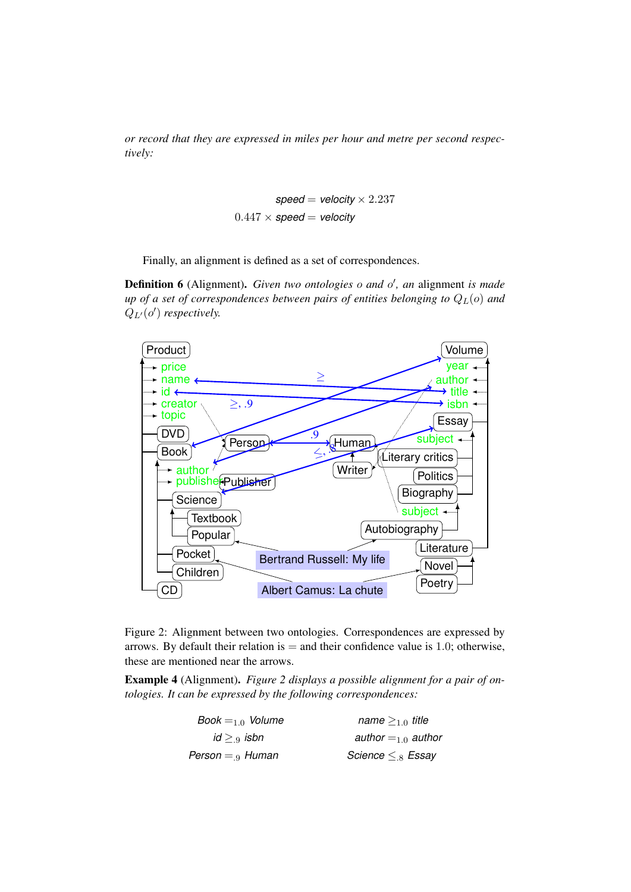*or record that they are expressed in miles per hour and metre per second respectively:*

$$\textit{speed} = \textit{velocity} \times 2.237$$
$$0.447 \times \textit{speed} = \textit{velocity}$$

Finally, an alignment is defined as a set of correspondences.

**Definition 6** (Alignment). *Given two ontologies $o$ and $o'$, an* alignment *is made up of a set of correspondences between pairs of entities belonging to $Q_L(o)$ and $Q_{L'}(o')$ respectively.*

Figure 2: Alignment between two ontologies. Correspondences are expressed by arrows. By default their relation is $=$ and their confidence value is $1.0$; otherwise, these are mentioned near the arrows.

**Example 4** (Alignment). *Figure 2 displays a possible alignment for a pair of ontologies. It can be expressed by the following correspondences:*

| | |
|---|---|
| *Book* $=_{1.0}$ *Volume* | *name* $\geq_{1.0}$ *title* |
| *id* $\geq_{.9}$ *isbn* | *author* $=_{1.0}$ *author* |
| *Person* $=_{.9}$ *Human* | *Science* $\leq_{.8}$ *Essay* |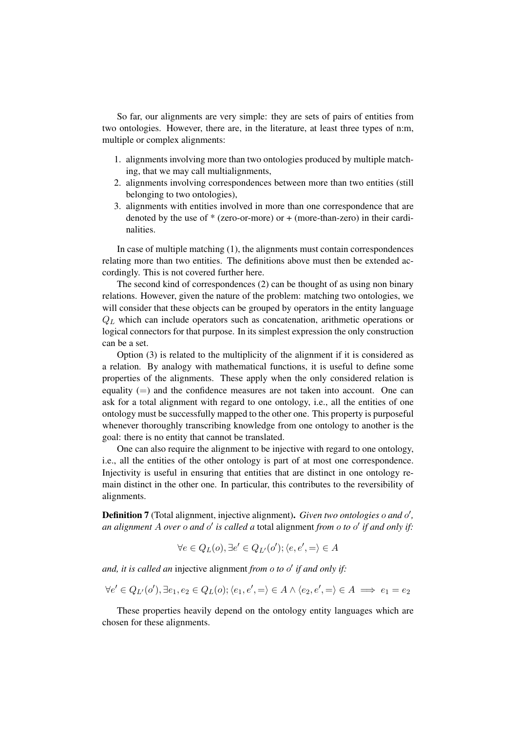So far, our alignments are very simple: they are sets of pairs of entities from two ontologies. However, there are, in the literature, at least three types of n:m, multiple or complex alignments:

1. alignments involving more than two ontologies produced by multiple matching, that we may call multialignments,
2. alignments involving correspondences between more than two entities (still belonging to two ontologies),
3. alignments with entities involved in more than one correspondence that are denoted by the use of * (zero-or-more) or + (more-than-zero) in their cardinalities.

In case of multiple matching (1), the alignments must contain correspondences relating more than two entities. The definitions above must then be extended accordingly. This is not covered further here.

The second kind of correspondences (2) can be thought of as using non binary relations. However, given the nature of the problem: matching two ontologies, we will consider that these objects can be grouped by operators in the entity language $Q_L$ which can include operators such as concatenation, arithmetic operations or logical connectors for that purpose. In its simplest expression the only construction can be a set.

Option (3) is related to the multiplicity of the alignment if it is considered as a relation. By analogy with mathematical functions, it is useful to define some properties of the alignments. These apply when the only considered relation is equality ($=$) and the confidence measures are not taken into account. One can ask for a total alignment with regard to one ontology, i.e., all the entities of one ontology must be successfully mapped to the other one. This property is purposeful whenever thoroughly transcribing knowledge from one ontology to another is the goal: there is no entity that cannot be translated.

One can also require the alignment to be injective with regard to one ontology, i.e., all the entities of the other ontology is part of at most one correspondence. Injectivity is useful in ensuring that entities that are distinct in one ontology remain distinct in the other one. In particular, this contributes to the reversibility of alignments.

**Definition 7** (Total alignment, injective alignment)**.** *Given two ontologies $o$ and $o'$, an alignment $A$ over $o$ and $o'$ is called a* total alignment *from $o$ to $o'$ if and only if:*

$$\forall e \in Q_L(o), \exists e' \in Q_{L'}(o'); \langle e, e', = \rangle \in A$$

*and, it is called an* injective alignment *from $o$ to $o'$ if and only if:*

$$\forall e' \in Q_{L'}(o'), \exists e_1, e_2 \in Q_L(o); \langle e_1, e', = \rangle \in A \wedge \langle e_2, e', = \rangle \in A \implies e_1 = e_2$$

These properties heavily depend on the ontology entity languages which are chosen for these alignments.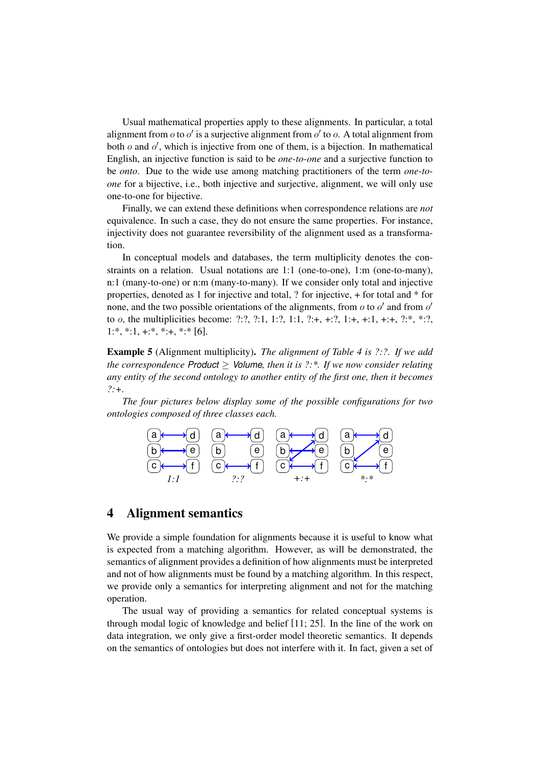Usual mathematical properties apply to these alignments. In particular, a total alignment from $o$ to $o'$ is a surjective alignment from $o'$ to $o$. A total alignment from both $o$ and $o'$, which is injective from one of them, is a bijection. In mathematical English, an injective function is said to be *one-to-one* and a surjective function to be *onto*. Due to the wide use among matching practitioners of the term *one-to-one* for a bijective, i.e., both injective and surjective, alignment, we will only use one-to-one for bijective.

Finally, we can extend these definitions when correspondence relations are *not* equivalence. In such a case, they do not ensure the same properties. For instance, injectivity does not guarantee reversibility of the alignment used as a transformation.

In conceptual models and databases, the term multiplicity denotes the constraints on a relation. Usual notations are 1:1 (one-to-one), 1:m (one-to-many), n:1 (many-to-one) or n:m (many-to-many). If we consider only total and injective properties, denoted as 1 for injective and total, ? for injective, + for total and * for none, and the two possible orientations of the alignments, from $o$ to $o'$ and from $o'$ to $o$, the multiplicities become: ?:?, ?:1, 1:?, 1:1, ?:+, +:?, 1:+, +:1, +:+, ?:*, *:?, 1:*, *:1, +:*, *:+, *:* [6].

**Example 5** (Alignment multiplicity)**.** *The alignment of Table 4 is ?:?. If we add the correspondence* Product $\geq$ Volume*, then it is ?:*. If we now consider relating any entity of the second ontology to another entity of the first one, then it becomes ?:+.*

*The four pictures below display some of the possible configurations for two ontologies composed of three classes each.*

*1:1* &nbsp;&nbsp;&nbsp; *?:?* &nbsp;&nbsp;&nbsp; *+:+* &nbsp;&nbsp;&nbsp; *\*:\**

## 4 Alignment semantics

We provide a simple foundation for alignments because it is useful to know what is expected from a matching algorithm. However, as will be demonstrated, the semantics of alignment provides a definition of how alignments must be interpreted and not of how alignments must be found by a matching algorithm. In this respect, we provide only a semantics for interpreting alignment and not for the matching operation.

The usual way of providing a semantics for related conceptual systems is through modal logic of knowledge and belief [11; 25]. In the line of the work on data integration, we only give a first-order model theoretic semantics. It depends on the semantics of ontologies but does not interfere with it. In fact, given a set of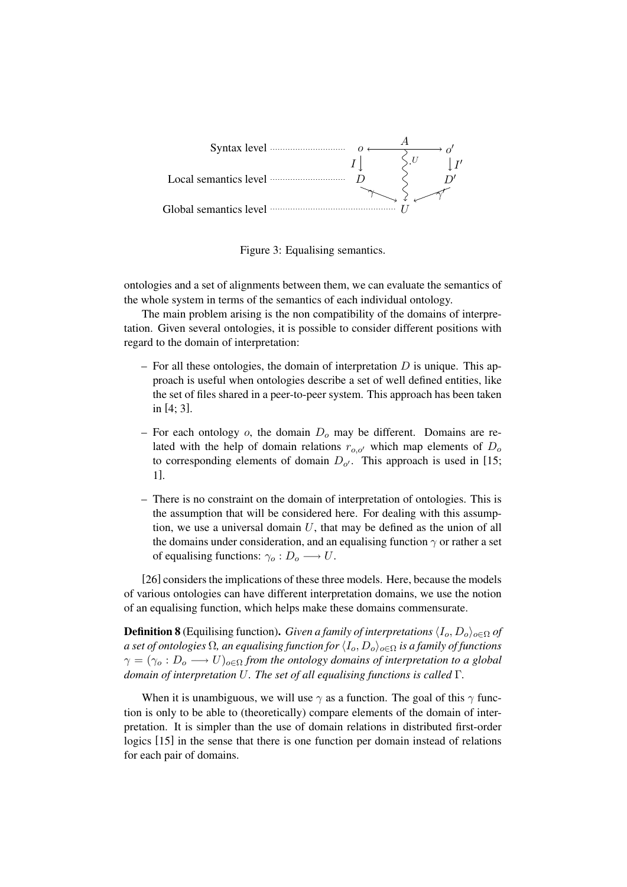Syntax level $o \longleftarrow A \longrightarrow o'$

$I \downarrow$ $\quad$ $\cdot^U$ $\quad$ $\downarrow I'$

Local semantics level $D$ $\qquad$ $D'$

$\gamma \searrow$ $\quad$ $\swarrow \gamma'$

Global semantics level $U$

Figure 3: Equalising semantics.

ontologies and a set of alignments between them, we can evaluate the semantics of the whole system in terms of the semantics of each individual ontology.

The main problem arising is the non compatibility of the domains of interpretation. Given several ontologies, it is possible to consider different positions with regard to the domain of interpretation:

– For all these ontologies, the domain of interpretation $D$ is unique. This approach is useful when ontologies describe a set of well defined entities, like the set of files shared in a peer-to-peer system. This approach has been taken in [4; 3].

– For each ontology $o$, the domain $D_o$ may be different. Domains are related with the help of domain relations $r_{o,o'}$ which map elements of $D_o$ to corresponding elements of domain $D_{o'}$. This approach is used in [15; 1].

– There is no constraint on the domain of interpretation of ontologies. This is the assumption that will be considered here. For dealing with this assumption, we use a universal domain $U$, that may be defined as the union of all the domains under consideration, and an equalising function $\gamma$ or rather a set of equalising functions: $\gamma_o : D_o \longrightarrow U$.

[26] considers the implications of these three models. Here, because the models of various ontologies can have different interpretation domains, we use the notion of an equalising function, which helps make these domains commensurate.

**Definition 8** (Equilising function)**.** *Given a family of interpretations $\langle I_o, D_o \rangle_{o \in \Omega}$ of a set of ontologies $\Omega$, an equalising function for $\langle I_o, D_o \rangle_{o \in \Omega}$ is a family of functions $\gamma = (\gamma_o : D_o \longrightarrow U)_{o \in \Omega}$ from the ontology domains of interpretation to a global domain of interpretation $U$. The set of all equalising functions is called $\Gamma$.*

When it is unambiguous, we will use $\gamma$ as a function. The goal of this $\gamma$ function is only to be able to (theoretically) compare elements of the domain of interpretation. It is simpler than the use of domain relations in distributed first-order logics [15] in the sense that there is one function per domain instead of relations for each pair of domains.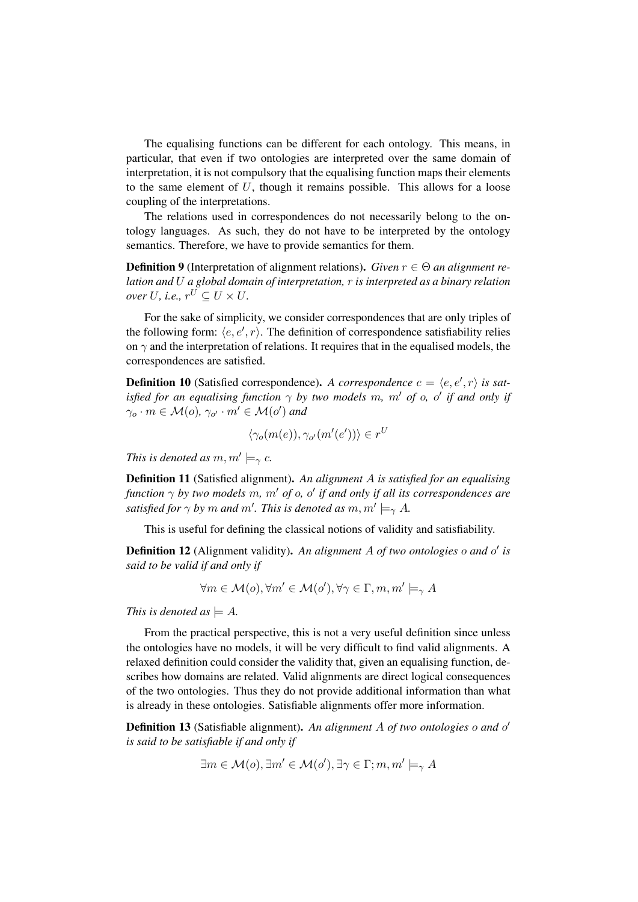The equalising functions can be different for each ontology. This means, in particular, that even if two ontologies are interpreted over the same domain of interpretation, it is not compulsory that the equalising function maps their elements to the same element of $U$, though it remains possible. This allows for a loose coupling of the interpretations.

The relations used in correspondences do not necessarily belong to the ontology languages. As such, they do not have to be interpreted by the ontology semantics. Therefore, we have to provide semantics for them.

**Definition 9** (Interpretation of alignment relations). *Given $r \in \Theta$ an alignment relation and $U$ a global domain of interpretation, $r$ is interpreted as a binary relation over $U$, i.e., $r^U \subseteq U \times U$.*

For the sake of simplicity, we consider correspondences that are only triples of the following form: $\langle e, e', r \rangle$. The definition of correspondence satisfiability relies on $\gamma$ and the interpretation of relations. It requires that in the equalised models, the correspondences are satisfied.

**Definition 10** (Satisfied correspondence). *A correspondence $c = \langle e, e', r \rangle$ is satisfied for an equalising function $\gamma$ by two models $m$, $m'$ of $o$, $o'$ if and only if $\gamma_o \cdot m \in \mathcal{M}(o)$, $\gamma_{o'} \cdot m' \in \mathcal{M}(o')$ and*

$$\langle \gamma_o(m(e)), \gamma_{o'}(m'(e')) \rangle \in r^U$$

*This is denoted as $m, m' \models_\gamma c$.*

**Definition 11** (Satisfied alignment). *An alignment $A$ is satisfied for an equalising function $\gamma$ by two models $m$, $m'$ of $o$, $o'$ if and only if all its correspondences are satisfied for $\gamma$ by $m$ and $m'$. This is denoted as $m, m' \models_\gamma A$.*

This is useful for defining the classical notions of validity and satisfiability.

**Definition 12** (Alignment validity). *An alignment $A$ of two ontologies $o$ and $o'$ is said to be valid if and only if*

$$\forall m \in \mathcal{M}(o), \forall m' \in \mathcal{M}(o'), \forall \gamma \in \Gamma, m, m' \models_\gamma A$$

*This is denoted as $\models A$.*

From the practical perspective, this is not a very useful definition since unless the ontologies have no models, it will be very difficult to find valid alignments. A relaxed definition could consider the validity that, given an equalising function, describes how domains are related. Valid alignments are direct logical consequences of the two ontologies. Thus they do not provide additional information than what is already in these ontologies. Satisfiable alignments offer more information.

**Definition 13** (Satisfiable alignment). *An alignment $A$ of two ontologies $o$ and $o'$ is said to be satisfiable if and only if*

$$\exists m \in \mathcal{M}(o), \exists m' \in \mathcal{M}(o'), \exists \gamma \in \Gamma; m, m' \models_\gamma A$$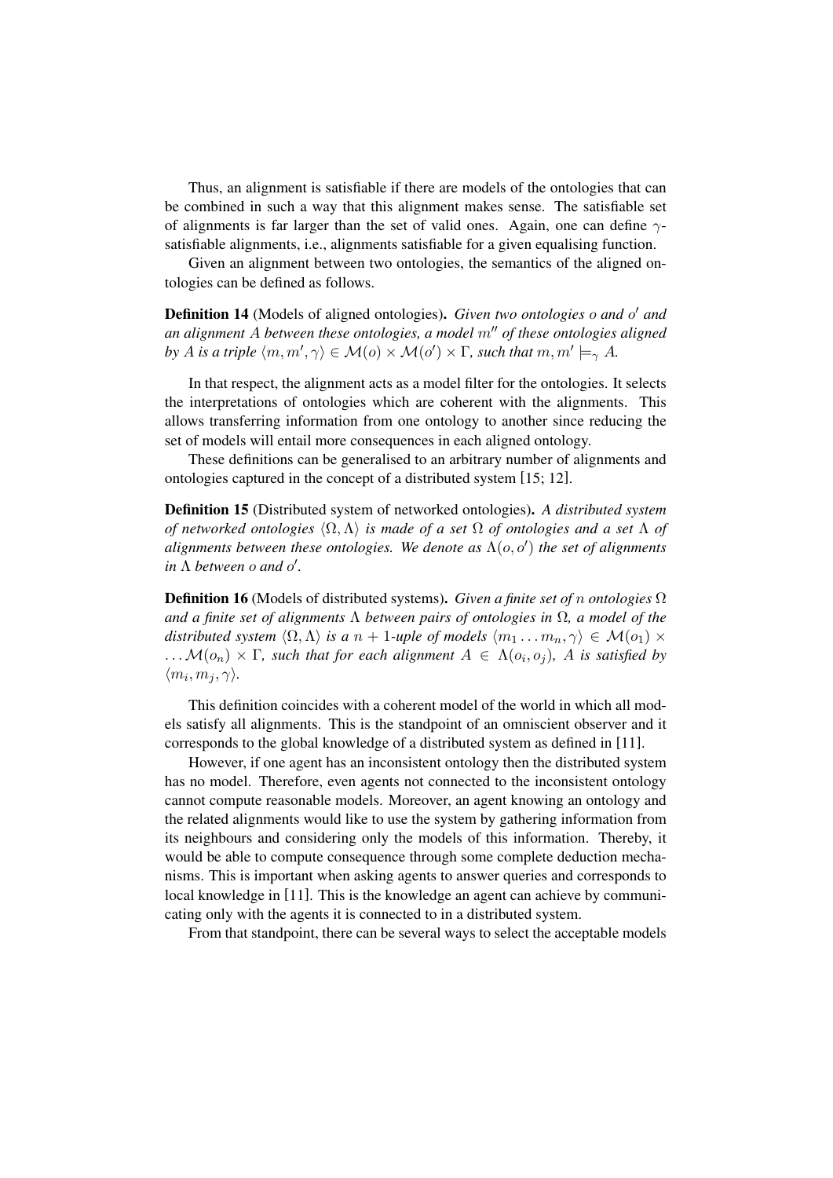Thus, an alignment is satisfiable if there are models of the ontologies that can be combined in such a way that this alignment makes sense. The satisfiable set of alignments is far larger than the set of valid ones. Again, one can define $\gamma$-satisfiable alignments, i.e., alignments satisfiable for a given equalising function.

Given an alignment between two ontologies, the semantics of the aligned ontologies can be defined as follows.

**Definition 14** (Models of aligned ontologies). *Given two ontologies $o$ and $o'$ and an alignment $A$ between these ontologies, a model $m''$ of these ontologies aligned by $A$ is a triple $\langle m, m', \gamma \rangle \in \mathcal{M}(o) \times \mathcal{M}(o') \times \Gamma$, such that $m, m' \models_\gamma A$.*

In that respect, the alignment acts as a model filter for the ontologies. It selects the interpretations of ontologies which are coherent with the alignments. This allows transferring information from one ontology to another since reducing the set of models will entail more consequences in each aligned ontology.

These definitions can be generalised to an arbitrary number of alignments and ontologies captured in the concept of a distributed system [15; 12].

**Definition 15** (Distributed system of networked ontologies). *A distributed system of networked ontologies $\langle \Omega, \Lambda \rangle$ is made of a set $\Omega$ of ontologies and a set $\Lambda$ of alignments between these ontologies. We denote as $\Lambda(o, o')$ the set of alignments in $\Lambda$ between $o$ and $o'$.*

**Definition 16** (Models of distributed systems). *Given a finite set of $n$ ontologies $\Omega$ and a finite set of alignments $\Lambda$ between pairs of ontologies in $\Omega$, a model of the distributed system $\langle \Omega, \Lambda \rangle$ is a $n+1$-uple of models $\langle m_1 \ldots m_n, \gamma \rangle \in \mathcal{M}(o_1) \times \ldots \mathcal{M}(o_n) \times \Gamma$, such that for each alignment $A \in \Lambda(o_i, o_j)$, $A$ is satisfied by $\langle m_i, m_j, \gamma \rangle$.*

This definition coincides with a coherent model of the world in which all models satisfy all alignments. This is the standpoint of an omniscient observer and it corresponds to the global knowledge of a distributed system as defined in [11].

However, if one agent has an inconsistent ontology then the distributed system has no model. Therefore, even agents not connected to the inconsistent ontology cannot compute reasonable models. Moreover, an agent knowing an ontology and the related alignments would like to use the system by gathering information from its neighbours and considering only the models of this information. Thereby, it would be able to compute consequence through some complete deduction mechanisms. This is important when asking agents to answer queries and corresponds to local knowledge in [11]. This is the knowledge an agent can achieve by communicating only with the agents it is connected to in a distributed system.

From that standpoint, there can be several ways to select the acceptable models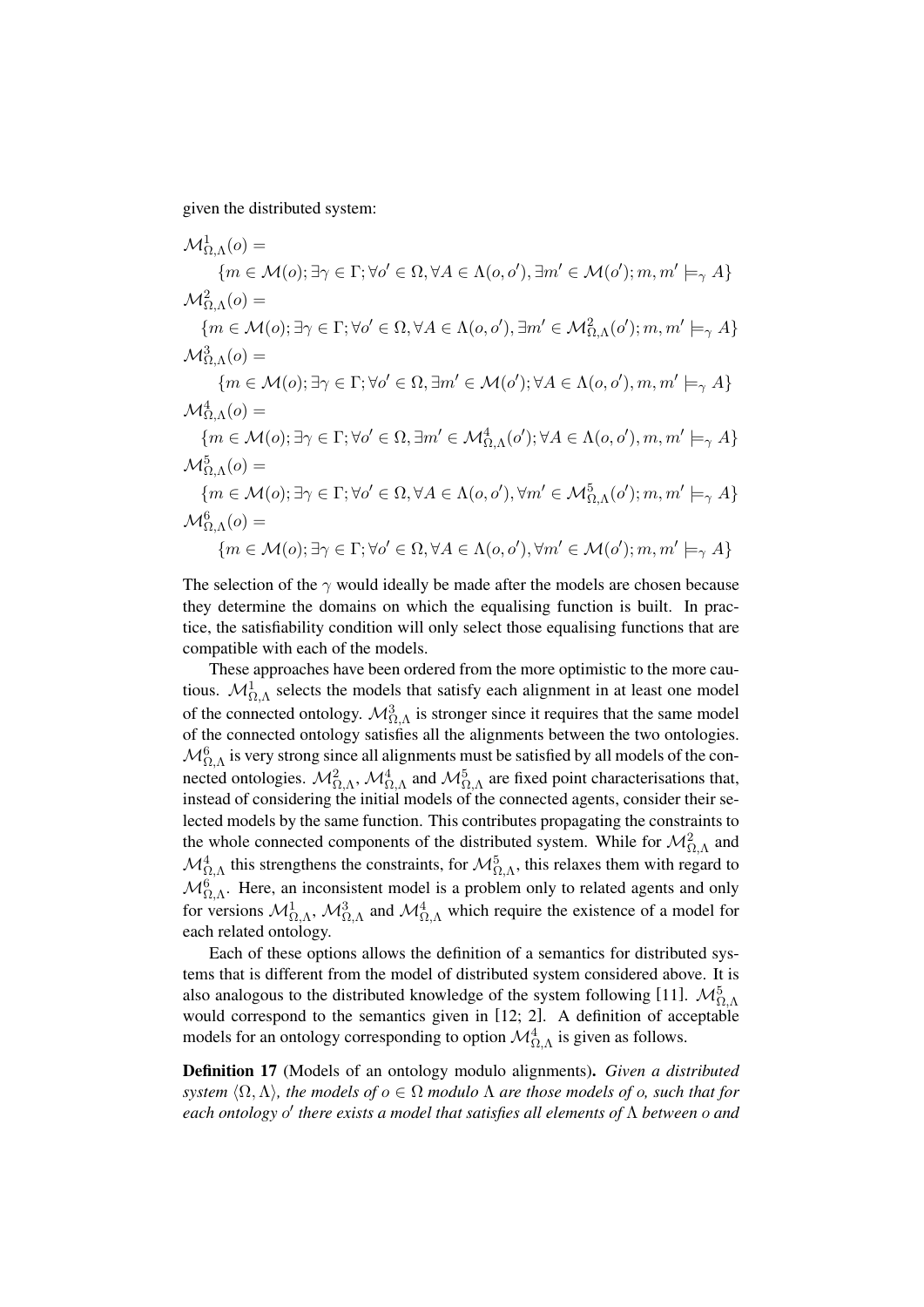given the distributed system:

$$\mathcal{M}^1_{\Omega,\Lambda}(o) = \{m \in \mathcal{M}(o); \exists \gamma \in \Gamma; \forall o' \in \Omega, \forall A \in \Lambda(o, o'), \exists m' \in \mathcal{M}(o'); m, m' \models_\gamma A\}$$

$$\mathcal{M}^2_{\Omega,\Lambda}(o) = \{m \in \mathcal{M}(o); \exists \gamma \in \Gamma; \forall o' \in \Omega, \forall A \in \Lambda(o, o'), \exists m' \in \mathcal{M}^2_{\Omega,\Lambda}(o'); m, m' \models_\gamma A\}$$

$$\mathcal{M}^3_{\Omega,\Lambda}(o) = \{m \in \mathcal{M}(o); \exists \gamma \in \Gamma; \forall o' \in \Omega, \exists m' \in \mathcal{M}(o'); \forall A \in \Lambda(o, o'), m, m' \models_\gamma A\}$$

$$\mathcal{M}^4_{\Omega,\Lambda}(o) = \{m \in \mathcal{M}(o); \exists \gamma \in \Gamma; \forall o' \in \Omega, \exists m' \in \mathcal{M}^4_{\Omega,\Lambda}(o'); \forall A \in \Lambda(o, o'), m, m' \models_\gamma A\}$$

$$\mathcal{M}^5_{\Omega,\Lambda}(o) = \{m \in \mathcal{M}(o); \exists \gamma \in \Gamma; \forall o' \in \Omega, \forall A \in \Lambda(o, o'), \forall m' \in \mathcal{M}^5_{\Omega,\Lambda}(o'); m, m' \models_\gamma A\}$$

$$\mathcal{M}^6_{\Omega,\Lambda}(o) = \{m \in \mathcal{M}(o); \exists \gamma \in \Gamma; \forall o' \in \Omega, \forall A \in \Lambda(o, o'), \forall m' \in \mathcal{M}(o'); m, m' \models_\gamma A\}$$

The selection of the $\gamma$ would ideally be made after the models are chosen because they determine the domains on which the equalising function is built. In practice, the satisfiability condition will only select those equalising functions that are compatible with each of the models.

These approaches have been ordered from the more optimistic to the more cautious. $\mathcal{M}^1_{\Omega,\Lambda}$ selects the models that satisfy each alignment in at least one model of the connected ontology. $\mathcal{M}^3_{\Omega,\Lambda}$ is stronger since it requires that the same model of the connected ontology satisfies all the alignments between the two ontologies. $\mathcal{M}^6_{\Omega,\Lambda}$ is very strong since all alignments must be satisfied by all models of the connected ontologies. $\mathcal{M}^2_{\Omega,\Lambda}$, $\mathcal{M}^4_{\Omega,\Lambda}$ and $\mathcal{M}^5_{\Omega,\Lambda}$ are fixed point characterisations that, instead of considering the initial models of the connected agents, consider their selected models by the same function. This contributes propagating the constraints to the whole connected components of the distributed system. While for $\mathcal{M}^2_{\Omega,\Lambda}$ and $\mathcal{M}^4_{\Omega,\Lambda}$ this strengthens the constraints, for $\mathcal{M}^5_{\Omega,\Lambda}$, this relaxes them with regard to $\mathcal{M}^6_{\Omega,\Lambda}$. Here, an inconsistent model is a problem only to related agents and only for versions $\mathcal{M}^1_{\Omega,\Lambda}$, $\mathcal{M}^3_{\Omega,\Lambda}$ and $\mathcal{M}^4_{\Omega,\Lambda}$ which require the existence of a model for each related ontology.

Each of these options allows the definition of a semantics for distributed systems that is different from the model of distributed system considered above. It is also analogous to the distributed knowledge of the system following [11]. $\mathcal{M}^5_{\Omega,\Lambda}$ would correspond to the semantics given in [12; 2]. A definition of acceptable models for an ontology corresponding to option $\mathcal{M}^4_{\Omega,\Lambda}$ is given as follows.

**Definition 17** (Models of an ontology modulo alignments). *Given a distributed system $\langle \Omega, \Lambda \rangle$, the models of $o \in \Omega$ modulo $\Lambda$ are those models of $o$, such that for each ontology $o'$ there exists a model that satisfies all elements of $\Lambda$ between $o$ and*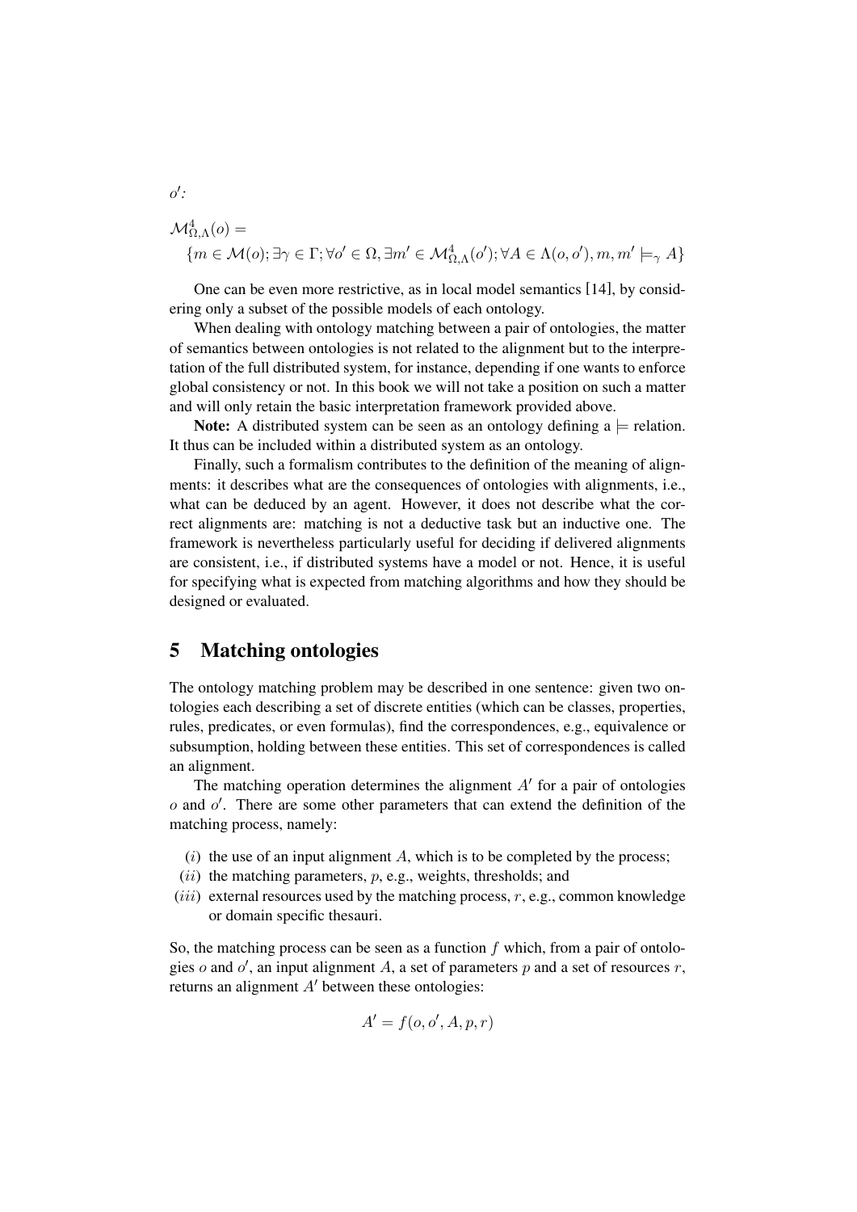$o'$:

$$\mathcal{M}^4_{\Omega,\Lambda}(o) =$$
$$\{m \in \mathcal{M}(o); \exists\gamma \in \Gamma; \forall o' \in \Omega, \exists m' \in \mathcal{M}^4_{\Omega,\Lambda}(o'); \forall A \in \Lambda(o,o'), m, m' \models_\gamma A\}$$

One can be even more restrictive, as in local model semantics [14], by considering only a subset of the possible models of each ontology.

When dealing with ontology matching between a pair of ontologies, the matter of semantics between ontologies is not related to the alignment but to the interpretation of the full distributed system, for instance, depending if one wants to enforce global consistency or not. In this book we will not take a position on such a matter and will only retain the basic interpretation framework provided above.

**Note:** A distributed system can be seen as an ontology defining a $\models$ relation. It thus can be included within a distributed system as an ontology.

Finally, such a formalism contributes to the definition of the meaning of alignments: it describes what are the consequences of ontologies with alignments, i.e., what can be deduced by an agent. However, it does not describe what the correct alignments are: matching is not a deductive task but an inductive one. The framework is nevertheless particularly useful for deciding if delivered alignments are consistent, i.e., if distributed systems have a model or not. Hence, it is useful for specifying what is expected from matching algorithms and how they should be designed or evaluated.

# 5 Matching ontologies

The ontology matching problem may be described in one sentence: given two ontologies each describing a set of discrete entities (which can be classes, properties, rules, predicates, or even formulas), find the correspondences, e.g., equivalence or subsumption, holding between these entities. This set of correspondences is called an alignment.

The matching operation determines the alignment $A'$ for a pair of ontologies $o$ and $o'$. There are some other parameters that can extend the definition of the matching process, namely:

- $(i)$ the use of an input alignment $A$, which is to be completed by the process;
- $(ii)$ the matching parameters, $p$, e.g., weights, thresholds; and
- $(iii)$ external resources used by the matching process, $r$, e.g., common knowledge or domain specific thesauri.

So, the matching process can be seen as a function $f$ which, from a pair of ontologies $o$ and $o'$, an input alignment $A$, a set of parameters $p$ and a set of resources $r$, returns an alignment $A'$ between these ontologies:

$$A' = f(o, o', A, p, r)$$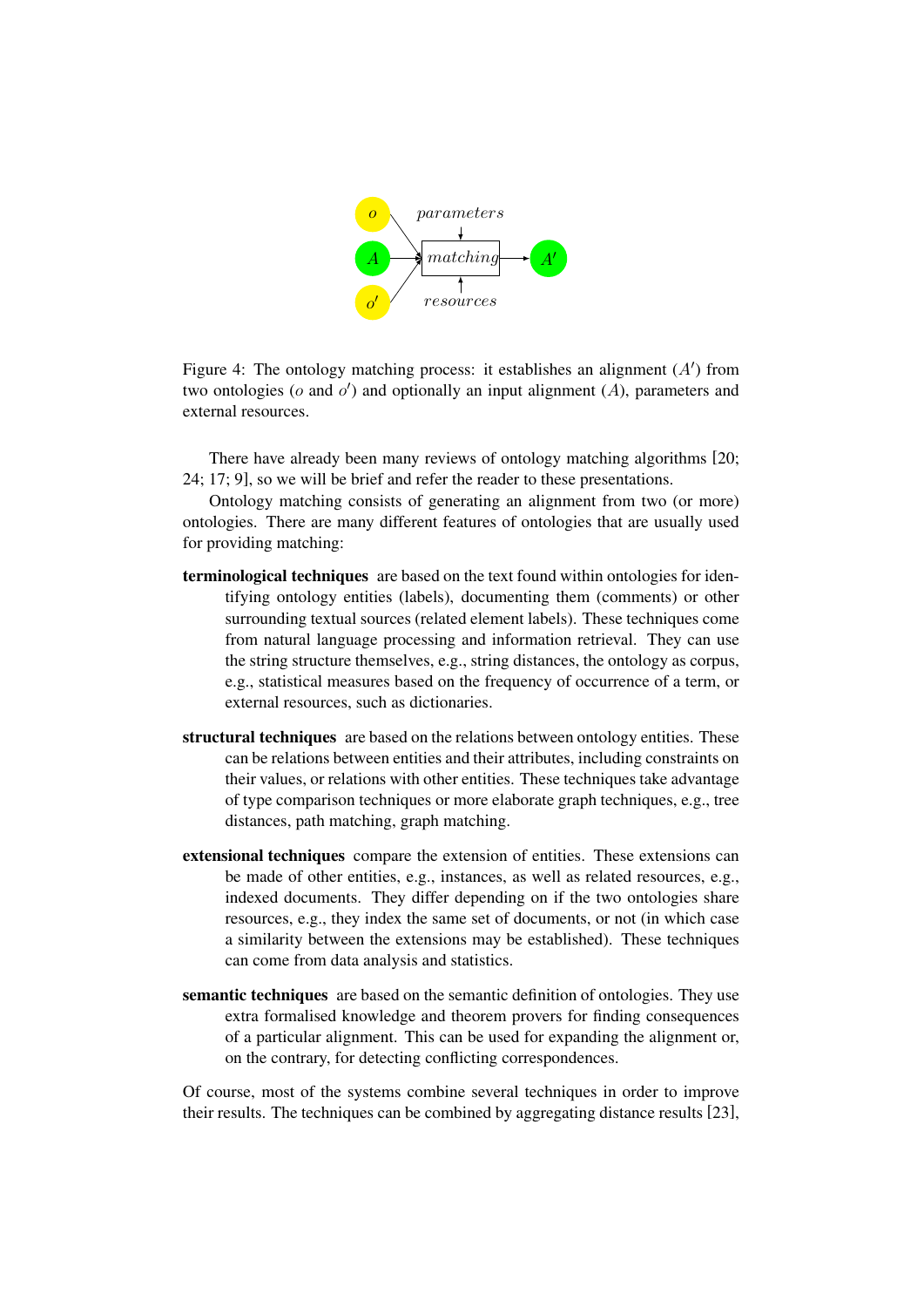Figure 4: The ontology matching process: it establishes an alignment ($A'$) from two ontologies ($o$ and $o'$) and optionally an input alignment ($A$), parameters and external resources.

There have already been many reviews of ontology matching algorithms [20; 24; 17; 9], so we will be brief and refer the reader to these presentations.

Ontology matching consists of generating an alignment from two (or more) ontologies. There are many different features of ontologies that are usually used for providing matching:

**terminological techniques** are based on the text found within ontologies for identifying ontology entities (labels), documenting them (comments) or other surrounding textual sources (related element labels). These techniques come from natural language processing and information retrieval. They can use the string structure themselves, e.g., string distances, the ontology as corpus, e.g., statistical measures based on the frequency of occurrence of a term, or external resources, such as dictionaries.

**structural techniques** are based on the relations between ontology entities. These can be relations between entities and their attributes, including constraints on their values, or relations with other entities. These techniques take advantage of type comparison techniques or more elaborate graph techniques, e.g., tree distances, path matching, graph matching.

**extensional techniques** compare the extension of entities. These extensions can be made of other entities, e.g., instances, as well as related resources, e.g., indexed documents. They differ depending on if the two ontologies share resources, e.g., they index the same set of documents, or not (in which case a similarity between the extensions may be established). These techniques can come from data analysis and statistics.

**semantic techniques** are based on the semantic definition of ontologies. They use extra formalised knowledge and theorem provers for finding consequences of a particular alignment. This can be used for expanding the alignment or, on the contrary, for detecting conflicting correspondences.

Of course, most of the systems combine several techniques in order to improve their results. The techniques can be combined by aggregating distance results [23],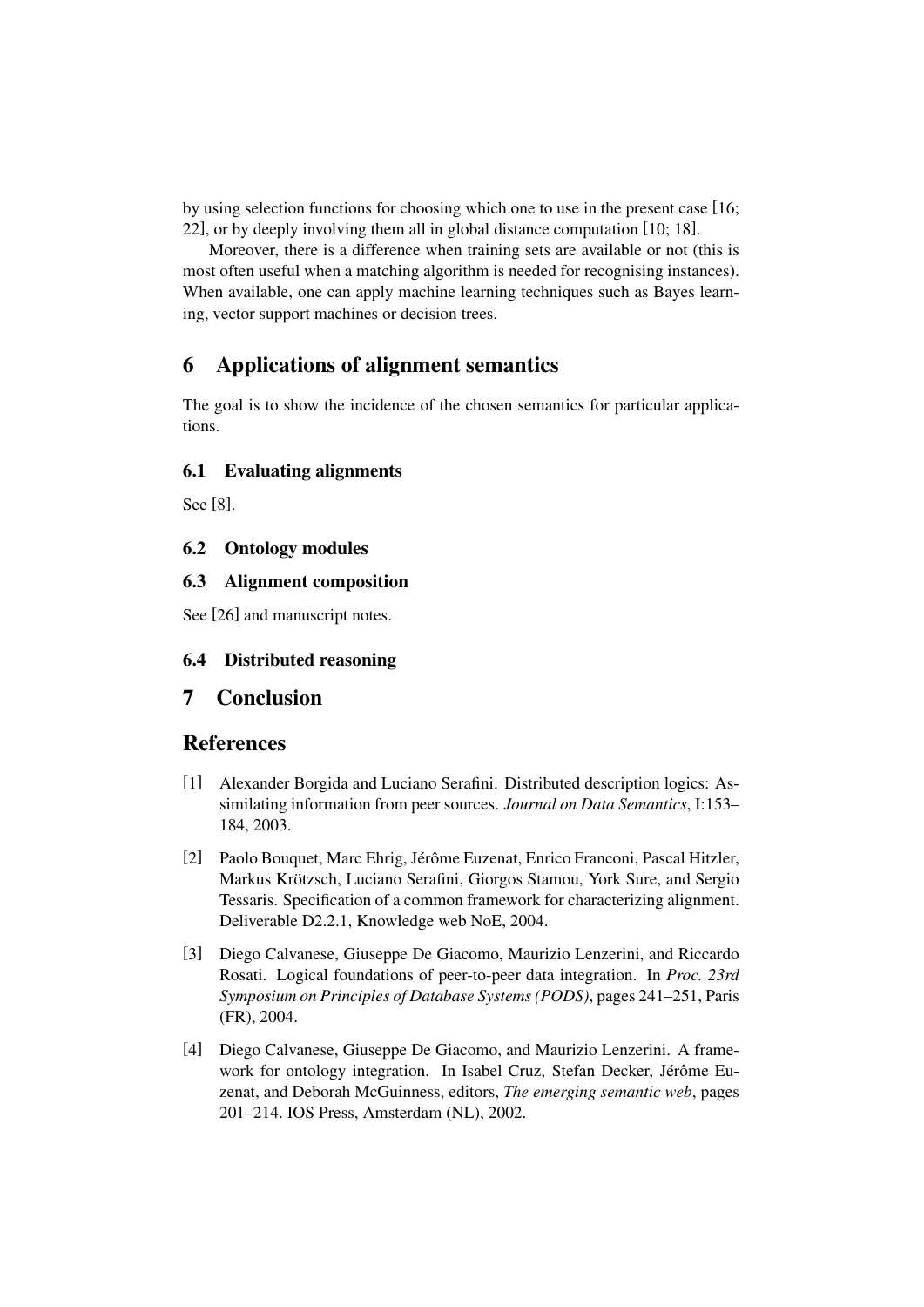by using selection functions for choosing which one to use in the present case [16; 22], or by deeply involving them all in global distance computation [10; 18].

Moreover, there is a difference when training sets are available or not (this is most often useful when a matching algorithm is needed for recognising instances). When available, one can apply machine learning techniques such as Bayes learning, vector support machines or decision trees.

## 6 Applications of alignment semantics

The goal is to show the incidence of the chosen semantics for particular applications.

### 6.1 Evaluating alignments

See [8].

### 6.2 Ontology modules

### 6.3 Alignment composition

See [26] and manuscript notes.

### 6.4 Distributed reasoning

## 7 Conclusion

## References

[1] Alexander Borgida and Luciano Serafini. Distributed description logics: Assimilating information from peer sources. *Journal on Data Semantics*, I:153–184, 2003.

[2] Paolo Bouquet, Marc Ehrig, Jérôme Euzenat, Enrico Franconi, Pascal Hitzler, Markus Krötzsch, Luciano Serafini, Giorgos Stamou, York Sure, and Sergio Tessaris. Specification of a common framework for characterizing alignment. Deliverable D2.2.1, Knowledge web NoE, 2004.

[3] Diego Calvanese, Giuseppe De Giacomo, Maurizio Lenzerini, and Riccardo Rosati. Logical foundations of peer-to-peer data integration. In *Proc. 23rd Symposium on Principles of Database Systems (PODS)*, pages 241–251, Paris (FR), 2004.

[4] Diego Calvanese, Giuseppe De Giacomo, and Maurizio Lenzerini. A framework for ontology integration. In Isabel Cruz, Stefan Decker, Jérôme Euzenat, and Deborah McGuinness, editors, *The emerging semantic web*, pages 201–214. IOS Press, Amsterdam (NL), 2002.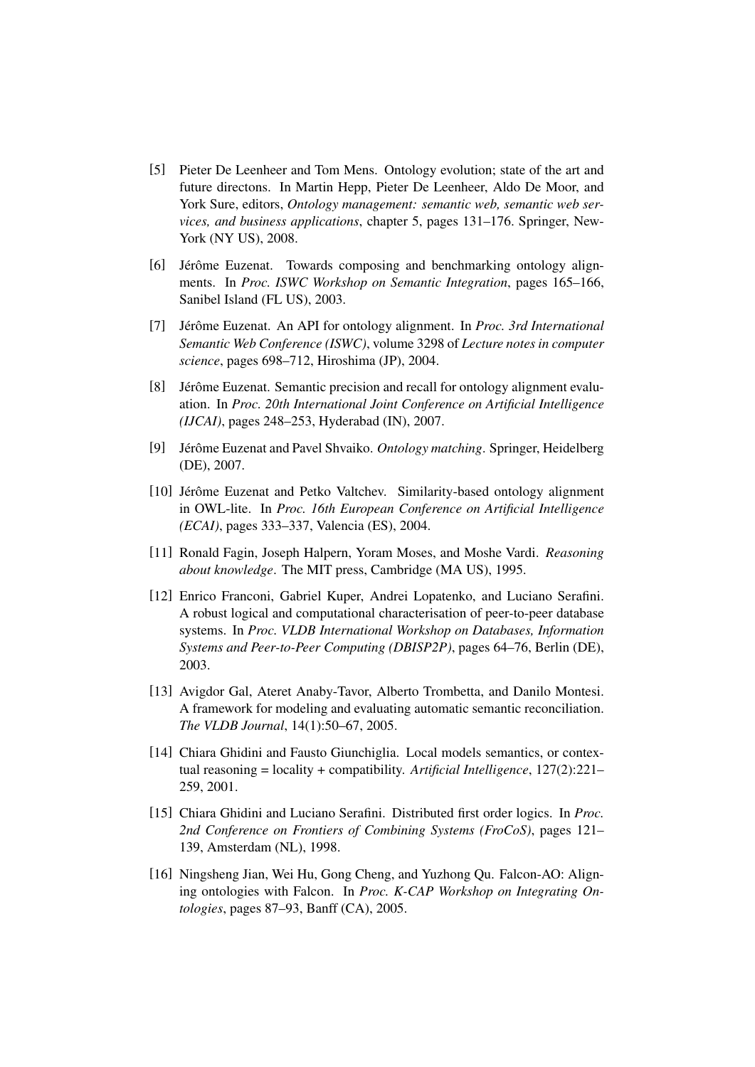[5] Pieter De Leenheer and Tom Mens. Ontology evolution; state of the art and future directons. In Martin Hepp, Pieter De Leenheer, Aldo De Moor, and York Sure, editors, *Ontology management: semantic web, semantic web services, and business applications*, chapter 5, pages 131–176. Springer, New-York (NY US), 2008.

[6] Jérôme Euzenat. Towards composing and benchmarking ontology alignments. In *Proc. ISWC Workshop on Semantic Integration*, pages 165–166, Sanibel Island (FL US), 2003.

[7] Jérôme Euzenat. An API for ontology alignment. In *Proc. 3rd International Semantic Web Conference (ISWC)*, volume 3298 of *Lecture notes in computer science*, pages 698–712, Hiroshima (JP), 2004.

[8] Jérôme Euzenat. Semantic precision and recall for ontology alignment evaluation. In *Proc. 20th International Joint Conference on Artificial Intelligence (IJCAI)*, pages 248–253, Hyderabad (IN), 2007.

[9] Jérôme Euzenat and Pavel Shvaiko. *Ontology matching*. Springer, Heidelberg (DE), 2007.

[10] Jérôme Euzenat and Petko Valtchev. Similarity-based ontology alignment in OWL-lite. In *Proc. 16th European Conference on Artificial Intelligence (ECAI)*, pages 333–337, Valencia (ES), 2004.

[11] Ronald Fagin, Joseph Halpern, Yoram Moses, and Moshe Vardi. *Reasoning about knowledge*. The MIT press, Cambridge (MA US), 1995.

[12] Enrico Franconi, Gabriel Kuper, Andrei Lopatenko, and Luciano Serafini. A robust logical and computational characterisation of peer-to-peer database systems. In *Proc. VLDB International Workshop on Databases, Information Systems and Peer-to-Peer Computing (DBISP2P)*, pages 64–76, Berlin (DE), 2003.

[13] Avigdor Gal, Ateret Anaby-Tavor, Alberto Trombetta, and Danilo Montesi. A framework for modeling and evaluating automatic semantic reconciliation. *The VLDB Journal*, 14(1):50–67, 2005.

[14] Chiara Ghidini and Fausto Giunchiglia. Local models semantics, or contextual reasoning = locality + compatibility. *Artificial Intelligence*, 127(2):221–259, 2001.

[15] Chiara Ghidini and Luciano Serafini. Distributed first order logics. In *Proc. 2nd Conference on Frontiers of Combining Systems (FroCoS)*, pages 121–139, Amsterdam (NL), 1998.

[16] Ningsheng Jian, Wei Hu, Gong Cheng, and Yuzhong Qu. Falcon-AO: Aligning ontologies with Falcon. In *Proc. K-CAP Workshop on Integrating Ontologies*, pages 87–93, Banff (CA), 2005.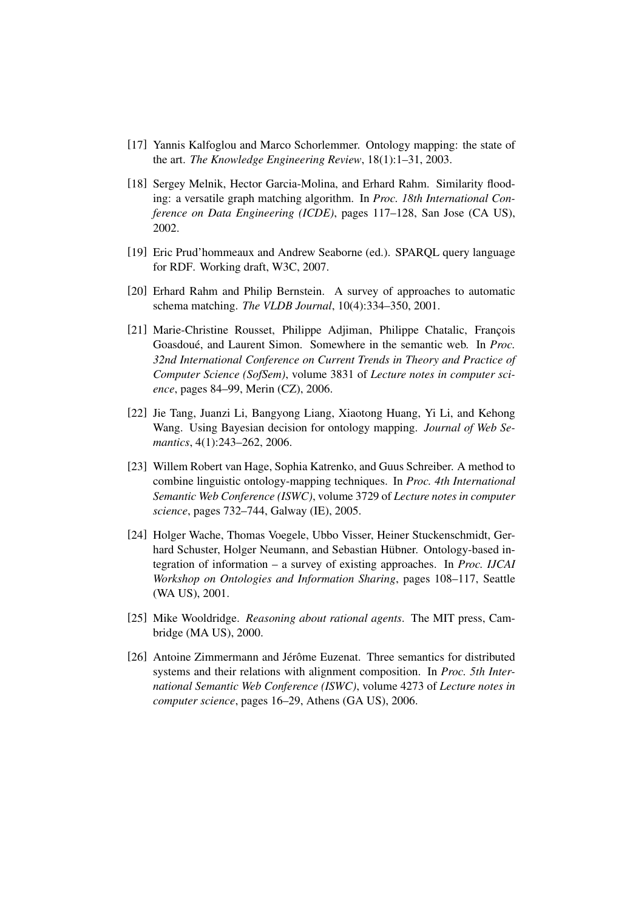[17] Yannis Kalfoglou and Marco Schorlemmer. Ontology mapping: the state of the art. *The Knowledge Engineering Review*, 18(1):1–31, 2003.

[18] Sergey Melnik, Hector Garcia-Molina, and Erhard Rahm. Similarity flooding: a versatile graph matching algorithm. In *Proc. 18th International Conference on Data Engineering (ICDE)*, pages 117–128, San Jose (CA US), 2002.

[19] Eric Prud'hommeaux and Andrew Seaborne (ed.). SPARQL query language for RDF. Working draft, W3C, 2007.

[20] Erhard Rahm and Philip Bernstein. A survey of approaches to automatic schema matching. *The VLDB Journal*, 10(4):334–350, 2001.

[21] Marie-Christine Rousset, Philippe Adjiman, Philippe Chatalic, François Goasdoué, and Laurent Simon. Somewhere in the semantic web. In *Proc. 32nd International Conference on Current Trends in Theory and Practice of Computer Science (SofSem)*, volume 3831 of *Lecture notes in computer science*, pages 84–99, Merin (CZ), 2006.

[22] Jie Tang, Juanzi Li, Bangyong Liang, Xiaotong Huang, Yi Li, and Kehong Wang. Using Bayesian decision for ontology mapping. *Journal of Web Semantics*, 4(1):243–262, 2006.

[23] Willem Robert van Hage, Sophia Katrenko, and Guus Schreiber. A method to combine linguistic ontology-mapping techniques. In *Proc. 4th International Semantic Web Conference (ISWC)*, volume 3729 of *Lecture notes in computer science*, pages 732–744, Galway (IE), 2005.

[24] Holger Wache, Thomas Voegele, Ubbo Visser, Heiner Stuckenschmidt, Gerhard Schuster, Holger Neumann, and Sebastian Hübner. Ontology-based integration of information – a survey of existing approaches. In *Proc. IJCAI Workshop on Ontologies and Information Sharing*, pages 108–117, Seattle (WA US), 2001.

[25] Mike Wooldridge. *Reasoning about rational agents*. The MIT press, Cambridge (MA US), 2000.

[26] Antoine Zimmermann and Jérôme Euzenat. Three semantics for distributed systems and their relations with alignment composition. In *Proc. 5th International Semantic Web Conference (ISWC)*, volume 4273 of *Lecture notes in computer science*, pages 16–29, Athens (GA US), 2006.